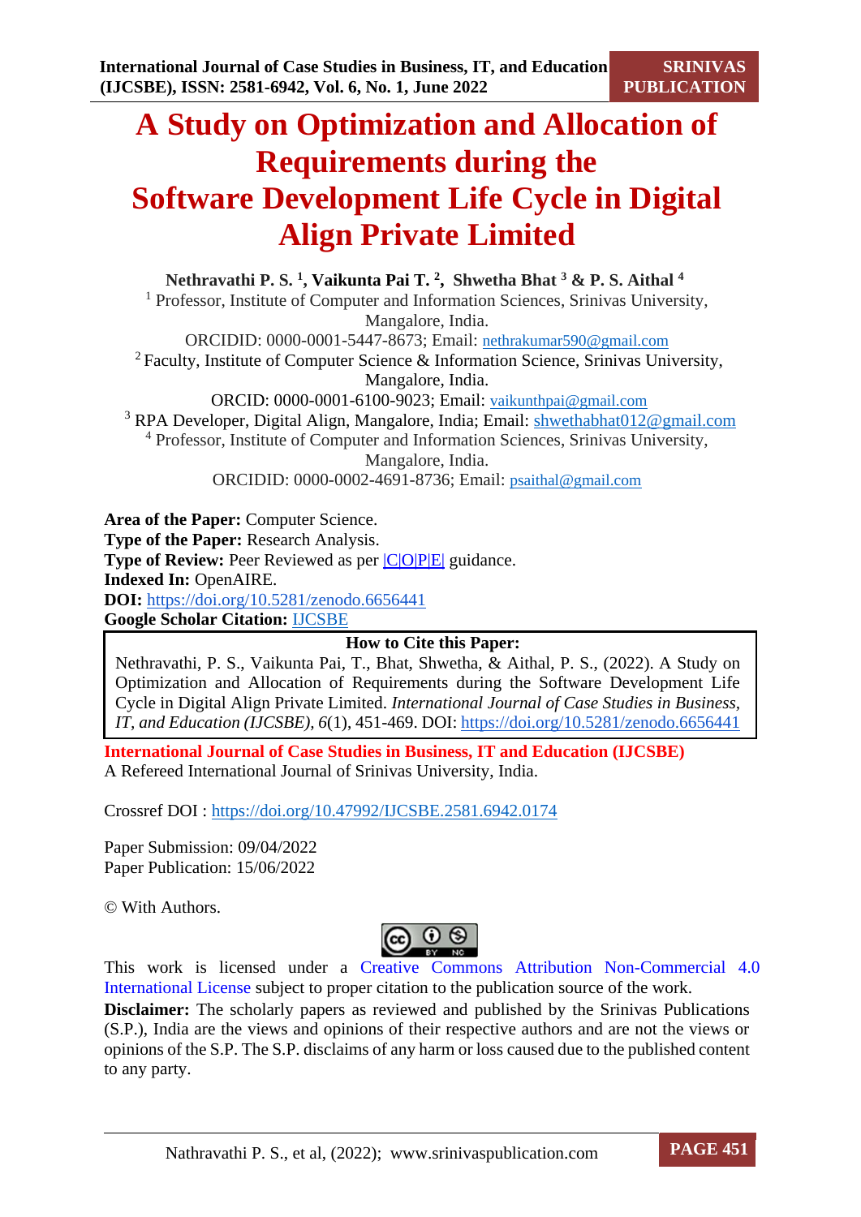# A Study on Optimization and Allocation of Requirements during the Software Development Life Cycle in Digital Align Private Limited

**Nethravathi P. S. [1], Vaikunta Pai T. [2], Shwetha Bhat [3] & P. S. Aithal [4]**

[1] Professor, Institute of Computer and Information Sciences, Srinivas University, Mangalore, India.
ORCIDID: 0000-0001-5447-8673; Email: nethrakumar590@gmail.com

[2] Faculty, Institute of Computer Science & Information Science, Srinivas University, Mangalore, India.
ORCID: 0000-0001-6100-9023; Email: vaikunthpai@gmail.com

[3] RPA Developer, Digital Align, Mangalore, India; Email: shwethabhat012@gmail.com

[4] Professor, Institute of Computer and Information Sciences, Srinivas University, Mangalore, India.
ORCIDID: 0000-0002-4691-8736; Email: psaithal@gmail.com

**Area of the Paper:** Computer Science.
**Type of the Paper:** Research Analysis.
**Type of Review:** Peer Reviewed as per |C|O|P|E| guidance.
**Indexed In:** OpenAIRE.
**DOI:** https://doi.org/10.5281/zenodo.6656441
**Google Scholar Citation:** IJCSBE

**How to Cite this Paper:**

Nethravathi, P. S., Vaikunta Pai, T., Bhat, Shwetha, & Aithal, P. S., (2022). A Study on Optimization and Allocation of Requirements during the Software Development Life Cycle in Digital Align Private Limited. *International Journal of Case Studies in Business, IT, and Education (IJCSBE), 6*(1), 451-469. DOI: https://doi.org/10.5281/zenodo.6656441

**International Journal of Case Studies in Business, IT and Education (IJCSBE)**
A Refereed International Journal of Srinivas University, India.

Crossref DOI : https://doi.org/10.47992/IJCSBE.2581.6942.0174

Paper Submission: 09/04/2022
Paper Publication: 15/06/2022

© With Authors.

This work is licensed under a Creative Commons Attribution Non-Commercial 4.0 International License subject to proper citation to the publication source of the work.

**Disclaimer:** The scholarly papers as reviewed and published by the Srinivas Publications (S.P.), India are the views and opinions of their respective authors and are not the views or opinions of the S.P. The S.P. disclaims of any harm or loss caused due to the published content to any party.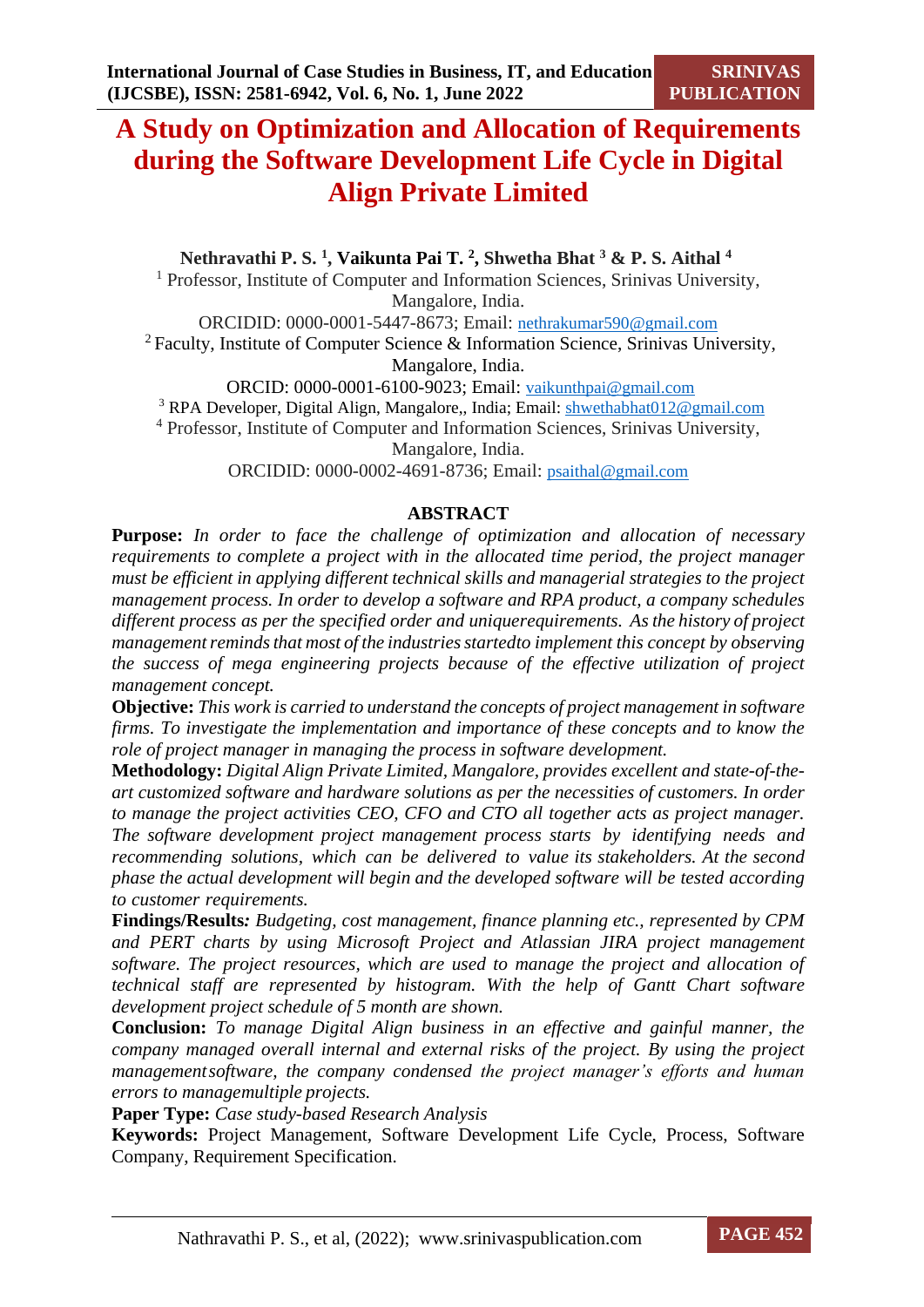# A Study on Optimization and Allocation of Requirements during the Software Development Life Cycle in Digital Align Private Limited

**Nethravathi P. S. [1], Vaikunta Pai T. [2], Shwetha Bhat [3] & P. S. Aithal [4]**

[1] Professor, Institute of Computer and Information Sciences, Srinivas University, Mangalore, India.
ORCIDID: 0000-0001-5447-8673; Email: nethrakumar590@gmail.com

[2] Faculty, Institute of Computer Science & Information Science, Srinivas University, Mangalore, India.
ORCID: 0000-0001-6100-9023; Email: vaikunthpai@gmail.com

[3] RPA Developer, Digital Align, Mangalore,, India; Email: shwethabhat012@gmail.com

[4] Professor, Institute of Computer and Information Sciences, Srinivas University, Mangalore, India.
ORCIDID: 0000-0002-4691-8736; Email: psaithal@gmail.com

## ABSTRACT

**Purpose:** *In order to face the challenge of optimization and allocation of necessary requirements to complete a project with in the allocated time period, the project manager must be efficient in applying different technical skills and managerial strategies to the project management process. In order to develop a software and RPA product, a company schedules different process as per the specified order and uniquerequirements. As the history of project management reminds that most of the industries startedto implement this concept by observing the success of mega engineering projects because of the effective utilization of project management concept.*

**Objective:** *This work is carried to understand the concepts of project management in software firms. To investigate the implementation and importance of these concepts and to know the role of project manager in managing the process in software development.*

**Methodology:** *Digital Align Private Limited, Mangalore, provides excellent and state-of-the-art customized software and hardware solutions as per the necessities of customers. In order to manage the project activities CEO, CFO and CTO all together acts as project manager. The software development project management process starts by identifying needs and recommending solutions, which can be delivered to value its stakeholders. At the second phase the actual development will begin and the developed software will be tested according to customer requirements.*

**Findings/Results:** *Budgeting, cost management, finance planning etc., represented by CPM and PERT charts by using Microsoft Project and Atlassian JIRA project management software. The project resources, which are used to manage the project and allocation of technical staff are represented by histogram. With the help of Gantt Chart software development project schedule of 5 month are shown.*

**Conclusion:** *To manage Digital Align business in an effective and gainful manner, the company managed overall internal and external risks of the project. By using the project managementsoftware, the company condensed the project manager's efforts and human errors to managemultiple projects.*

**Paper Type:** *Case study-based Research Analysis*

**Keywords:** Project Management, Software Development Life Cycle, Process, Software Company, Requirement Specification.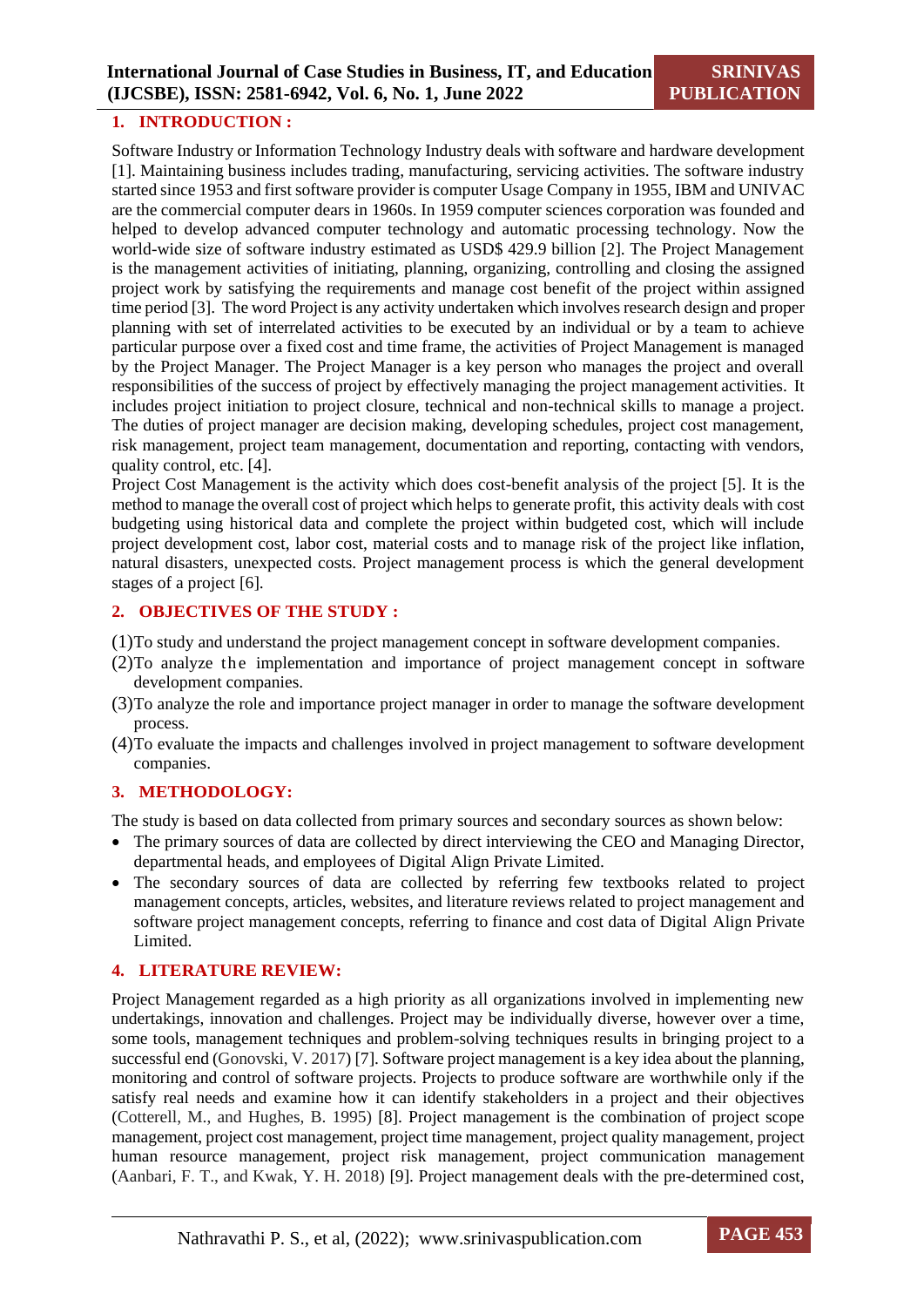## 1. INTRODUCTION :

Software Industry or Information Technology Industry deals with software and hardware development [1]. Maintaining business includes trading, manufacturing, servicing activities. The software industry started since 1953 and first software provider is computer Usage Company in 1955, IBM and UNIVAC are the commercial computer dears in 1960s. In 1959 computer sciences corporation was founded and helped to develop advanced computer technology and automatic processing technology. Now the world-wide size of software industry estimated as USD$ 429.9 billion [2]. The Project Management is the management activities of initiating, planning, organizing, controlling and closing the assigned project work by satisfying the requirements and manage cost benefit of the project within assigned time period [3]. The word Project is any activity undertaken which involves research design and proper planning with set of interrelated activities to be executed by an individual or by a team to achieve particular purpose over a fixed cost and time frame, the activities of Project Management is managed by the Project Manager. The Project Manager is a key person who manages the project and overall responsibilities of the success of project by effectively managing the project management activities. It includes project initiation to project closure, technical and non-technical skills to manage a project. The duties of project manager are decision making, developing schedules, project cost management, risk management, project team management, documentation and reporting, contacting with vendors, quality control, etc. [4].

Project Cost Management is the activity which does cost-benefit analysis of the project [5]. It is the method to manage the overall cost of project which helps to generate profit, this activity deals with cost budgeting using historical data and complete the project within budgeted cost, which will include project development cost, labor cost, material costs and to manage risk of the project like inflation, natural disasters, unexpected costs. Project management process is which the general development stages of a project [6].

## 2. OBJECTIVES OF THE STUDY :

(1) To study and understand the project management concept in software development companies.

(2) To analyze the implementation and importance of project management concept in software development companies.

(3) To analyze the role and importance project manager in order to manage the software development process.

(4) To evaluate the impacts and challenges involved in project management to software development companies.

## 3. METHODOLOGY:

The study is based on data collected from primary sources and secondary sources as shown below:

- The primary sources of data are collected by direct interviewing the CEO and Managing Director, departmental heads, and employees of Digital Align Private Limited.
- The secondary sources of data are collected by referring few textbooks related to project management concepts, articles, websites, and literature reviews related to project management and software project management concepts, referring to finance and cost data of Digital Align Private Limited.

## 4. LITERATURE REVIEW:

Project Management regarded as a high priority as all organizations involved in implementing new undertakings, innovation and challenges. Project may be individually diverse, however over a time, some tools, management techniques and problem-solving techniques results in bringing project to a successful end (Gonovski, V. 2017) [7]. Software project management is a key idea about the planning, monitoring and control of software projects. Projects to produce software are worthwhile only if the satisfy real needs and examine how it can identify stakeholders in a project and their objectives (Cotterell, M., and Hughes, B. 1995) [8]. Project management is the combination of project scope management, project cost management, project time management, project quality management, project human resource management, project risk management, project communication management (Aanbari, F. T., and Kwak, Y. H. 2018) [9]. Project management deals with the pre-determined cost,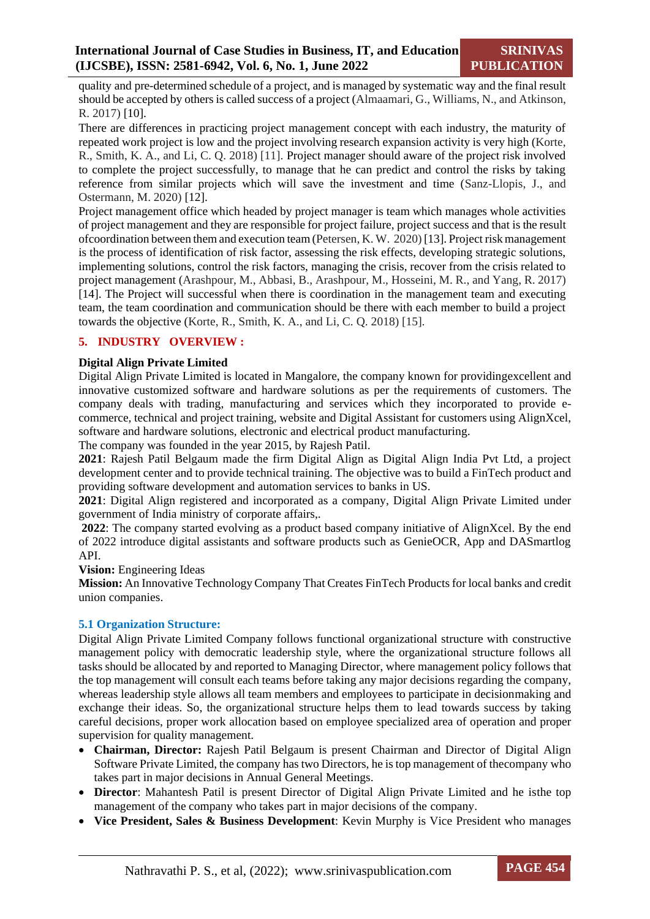quality and pre-determined schedule of a project, and is managed by systematic way and the final result should be accepted by others is called success of a project (Almaamari, G., Williams, N., and Atkinson, R. 2017) [10].

There are differences in practicing project management concept with each industry, the maturity of repeated work project is low and the project involving research expansion activity is very high (Korte, R., Smith, K. A., and Li, C. Q. 2018) [11]. Project manager should aware of the project risk involved to complete the project successfully, to manage that he can predict and control the risks by taking reference from similar projects which will save the investment and time (Sanz-Llopis, J., and Ostermann, M. 2020) [12].

Project management office which headed by project manager is team which manages whole activities of project management and they are responsible for project failure, project success and that is the result ofcoordination between them and execution team (Petersen, K. W. 2020) [13]. Project risk management is the process of identification of risk factor, assessing the risk effects, developing strategic solutions, implementing solutions, control the risk factors, managing the crisis, recover from the crisis related to project management (Arashpour, M., Abbasi, B., Arashpour, M., Hosseini, M. R., and Yang, R. 2017) [14]. The Project will successful when there is coordination in the management team and executing team, the team coordination and communication should be there with each member to build a project towards the objective (Korte, R., Smith, K. A., and Li, C. Q. 2018) [15].

## 5. INDUSTRY OVERVIEW :

**Digital Align Private Limited**

Digital Align Private Limited is located in Mangalore, the company known for providingexcellent and innovative customized software and hardware solutions as per the requirements of customers. The company deals with trading, manufacturing and services which they incorporated to provide e-commerce, technical and project training, website and Digital Assistant for customers using AlignXcel, software and hardware solutions, electronic and electrical product manufacturing.

The company was founded in the year 2015, by Rajesh Patil.

**2021**: Rajesh Patil Belgaum made the firm Digital Align as Digital Align India Pvt Ltd, a project development center and to provide technical training. The objective was to build a FinTech product and providing software development and automation services to banks in US.

**2021**: Digital Align registered and incorporated as a company, Digital Align Private Limited under government of India ministry of corporate affairs,.

**2022**: The company started evolving as a product based company initiative of AlignXcel. By the end of 2022 introduce digital assistants and software products such as GenieOCR, App and DASmartlog API.

**Vision:** Engineering Ideas

**Mission:** An Innovative Technology Company That Creates FinTech Products for local banks and credit union companies.

### 5.1 Organization Structure:

Digital Align Private Limited Company follows functional organizational structure with constructive management policy with democratic leadership style, where the organizational structure follows all tasks should be allocated by and reported to Managing Director, where management policy follows that the top management will consult each teams before taking any major decisions regarding the company, whereas leadership style allows all team members and employees to participate in decisionmaking and exchange their ideas. So, the organizational structure helps them to lead towards success by taking careful decisions, proper work allocation based on employee specialized area of operation and proper supervision for quality management.

- **Chairman, Director:** Rajesh Patil Belgaum is present Chairman and Director of Digital Align Software Private Limited, the company has two Directors, he is top management of thecompany who takes part in major decisions in Annual General Meetings.
- **Director**: Mahantesh Patil is present Director of Digital Align Private Limited and he isthe top management of the company who takes part in major decisions of the company.
- **Vice President, Sales & Business Development**: Kevin Murphy is Vice President who manages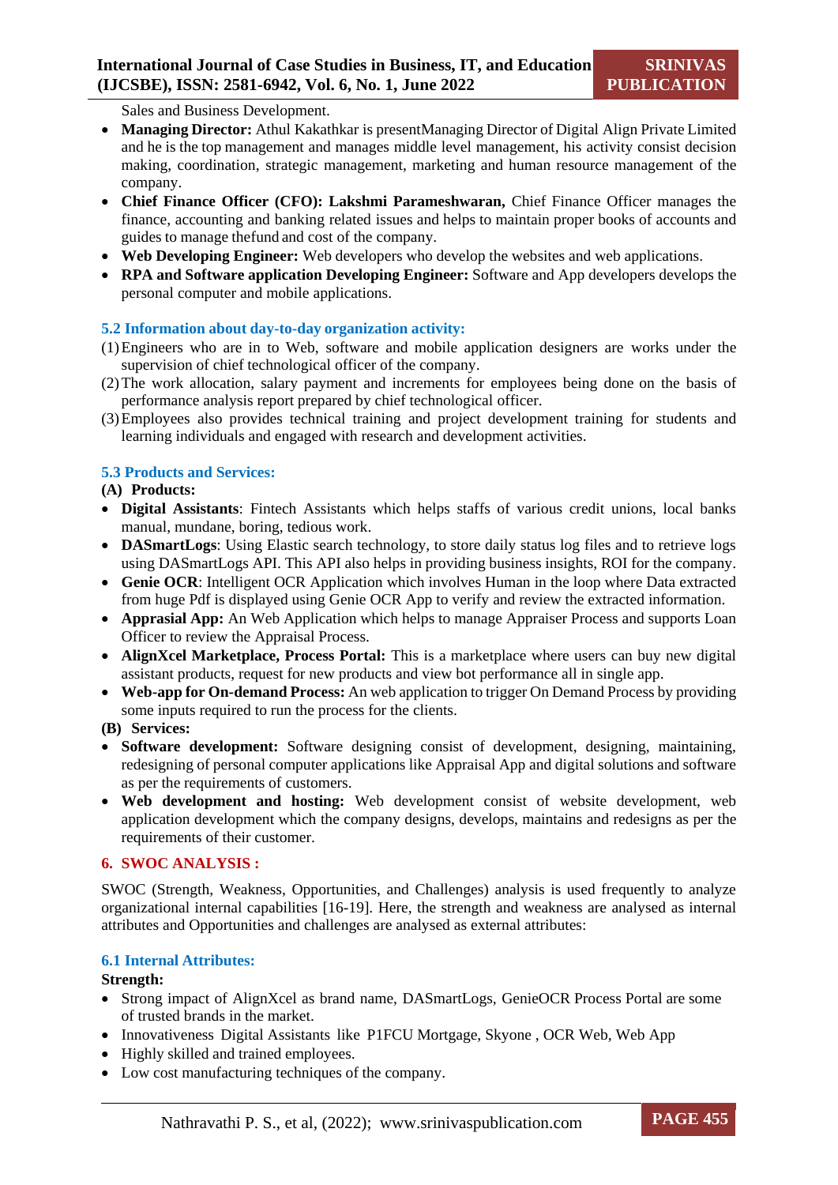Sales and Business Development.

- **Managing Director:** Athul Kakathkar is presentManaging Director of Digital Align Private Limited and he is the top management and manages middle level management, his activity consist decision making, coordination, strategic management, marketing and human resource management of the company.
- **Chief Finance Officer (CFO): Lakshmi Parameshwaran,** Chief Finance Officer manages the finance, accounting and banking related issues and helps to maintain proper books of accounts and guides to manage thefund and cost of the company.
- **Web Developing Engineer:** Web developers who develop the websites and web applications.
- **RPA and Software application Developing Engineer:** Software and App developers develops the personal computer and mobile applications.

### 5.2 Information about day-to-day organization activity:

(1) Engineers who are in to Web, software and mobile application designers are works under the supervision of chief technological officer of the company.

(2) The work allocation, salary payment and increments for employees being done on the basis of performance analysis report prepared by chief technological officer.

(3) Employees also provides technical training and project development training for students and learning individuals and engaged with research and development activities.

### 5.3 Products and Services:

**(A) Products:**

- **Digital Assistants**: Fintech Assistants which helps staffs of various credit unions, local banks manual, mundane, boring, tedious work.
- **DASmartLogs**: Using Elastic search technology, to store daily status log files and to retrieve logs using DASmartLogs API. This API also helps in providing business insights, ROI for the company.
- **Genie OCR**: Intelligent OCR Application which involves Human in the loop where Data extracted from huge Pdf is displayed using Genie OCR App to verify and review the extracted information.
- **Apprasial App:** An Web Application which helps to manage Appraiser Process and supports Loan Officer to review the Appraisal Process.
- **AlignXcel Marketplace, Process Portal:** This is a marketplace where users can buy new digital assistant products, request for new products and view bot performance all in single app.
- **Web-app for On-demand Process:** An web application to trigger On Demand Process by providing some inputs required to run the process for the clients.

**(B) Services:**

- **Software development:** Software designing consist of development, designing, maintaining, redesigning of personal computer applications like Appraisal App and digital solutions and software as per the requirements of customers.
- **Web development and hosting:** Web development consist of website development, web application development which the company designs, develops, maintains and redesigns as per the requirements of their customer.

## 6. SWOC ANALYSIS :

SWOC (Strength, Weakness, Opportunities, and Challenges) analysis is used frequently to analyze organizational internal capabilities [16-19]. Here, the strength and weakness are analysed as internal attributes and Opportunities and challenges are analysed as external attributes:

### 6.1 Internal Attributes:

**Strength:**

- Strong impact of AlignXcel as brand name, DASmartLogs, GenieOCR Process Portal are some of trusted brands in the market.
- Innovativeness Digital Assistants like P1FCU Mortgage, Skyone , OCR Web, Web App
- Highly skilled and trained employees.
- Low cost manufacturing techniques of the company.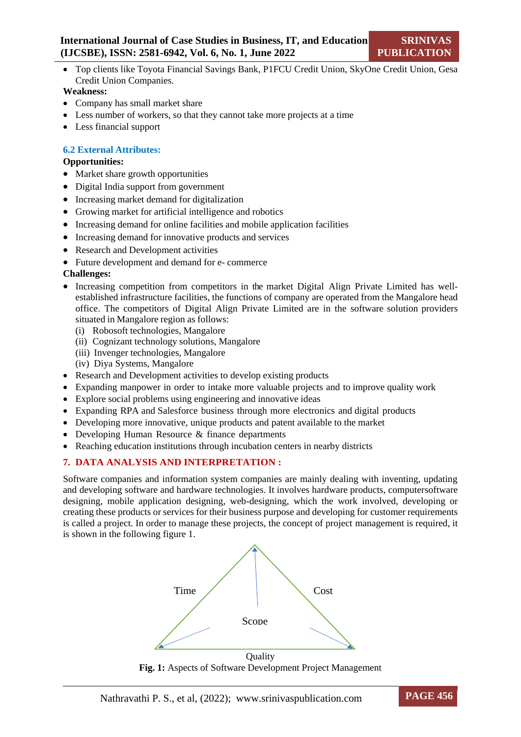- Top clients like Toyota Financial Savings Bank, P1FCU Credit Union, SkyOne Credit Union, Gesa Credit Union Companies.

**Weakness:**

- Company has small market share
- Less number of workers, so that they cannot take more projects at a time
- Less financial support

### 6.2 External Attributes:

**Opportunities:**

- Market share growth opportunities
- Digital India support from government
- Increasing market demand for digitalization
- Growing market for artificial intelligence and robotics
- Increasing demand for online facilities and mobile application facilities
- Increasing demand for innovative products and services
- Research and Development activities
- Future development and demand for e- commerce

**Challenges:**

- Increasing competition from competitors in the market Digital Align Private Limited has well-established infrastructure facilities, the functions of company are operated from the Mangalore head office. The competitors of Digital Align Private Limited are in the software solution providers situated in Mangalore region as follows:
  (i) Robosoft technologies, Mangalore
  (ii) Cognizant technology solutions, Mangalore
  (iii) Invenger technologies, Mangalore
  (iv) Diya Systems, Mangalore
- Research and Development activities to develop existing products
- Expanding manpower in order to intake more valuable projects and to improve quality work
- Explore social problems using engineering and innovative ideas
- Expanding RPA and Salesforce business through more electronics and digital products
- Developing more innovative, unique products and patent available to the market
- Developing Human Resource & finance departments
- Reaching education institutions through incubation centers in nearby districts

## 7. DATA ANALYSIS AND INTERPRETATION :

Software companies and information system companies are mainly dealing with inventing, updating and developing software and hardware technologies. It involves hardware products, computersoftware designing, mobile application designing, web-designing, which the work involved, developing or creating these products or services for their business purpose and developing for customer requirements is called a project. In order to manage these projects, the concept of project management is required, it is shown in the following figure 1.

Time

Cost

Scope

Quality

**Fig. 1:** Aspects of Software Development Project Management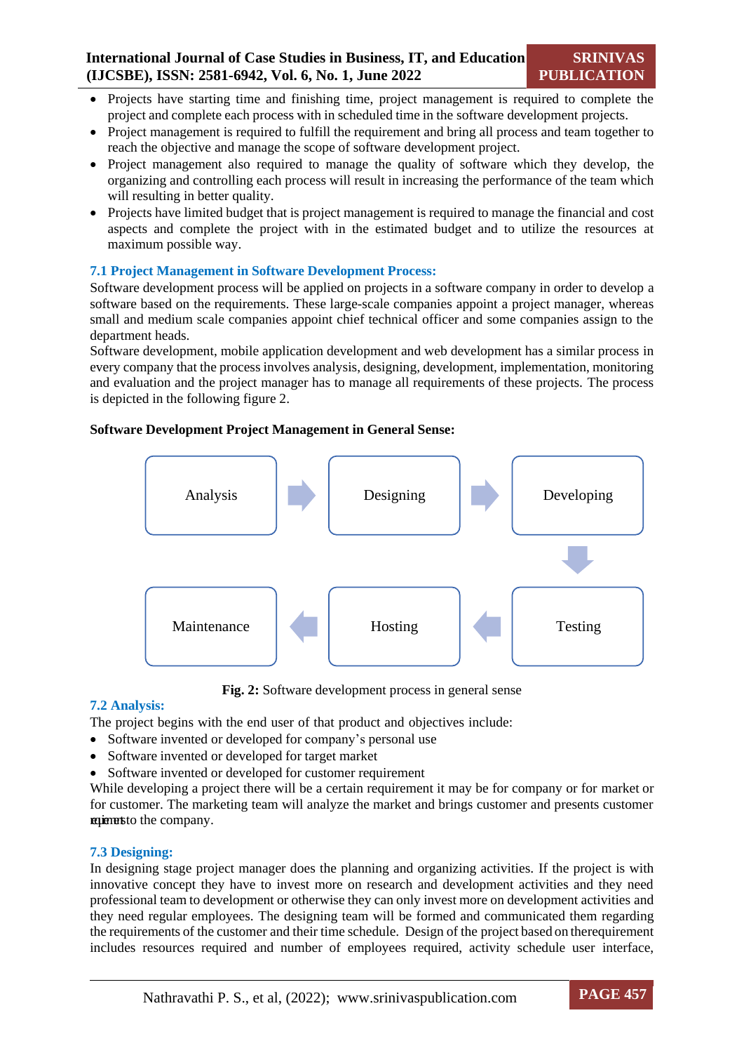- Projects have starting time and finishing time, project management is required to complete the project and complete each process with in scheduled time in the software development projects.
- Project management is required to fulfill the requirement and bring all process and team together to reach the objective and manage the scope of software development project.
- Project management also required to manage the quality of software which they develop, the organizing and controlling each process will result in increasing the performance of the team which will resulting in better quality.
- Projects have limited budget that is project management is required to manage the financial and cost aspects and complete the project with in the estimated budget and to utilize the resources at maximum possible way.

### 7.1 Project Management in Software Development Process:

Software development process will be applied on projects in a software company in order to develop a software based on the requirements. These large-scale companies appoint a project manager, whereas small and medium scale companies appoint chief technical officer and some companies assign to the department heads.

Software development, mobile application development and web development has a similar process in every company that the process involves analysis, designing, development, implementation, monitoring and evaluation and the project manager has to manage all requirements of these projects. The process is depicted in the following figure 2.

**Software Development Project Management in General Sense:**

Analysis → Designing → Developing → Testing → Hosting → Maintenance

**Fig. 2:** Software development process in general sense

### 7.2 Analysis:

The project begins with the end user of that product and objectives include:

- Software invented or developed for company's personal use
- Software invented or developed for target market
- Software invented or developed for customer requirement

While developing a project there will be a certain requirement it may be for company or for market or for customer. The marketing team will analyze the market and brings customer and presents customer requirements to the company.

### 7.3 Designing:

In designing stage project manager does the planning and organizing activities. If the project is with innovative concept they have to invest more on research and development activities and they need professional team to development or otherwise they can only invest more on development activities and they need regular employees. The designing team will be formed and communicated them regarding the requirements of the customer and their time schedule. Design of the project based on therequirement includes resources required and number of employees required, activity schedule user interface,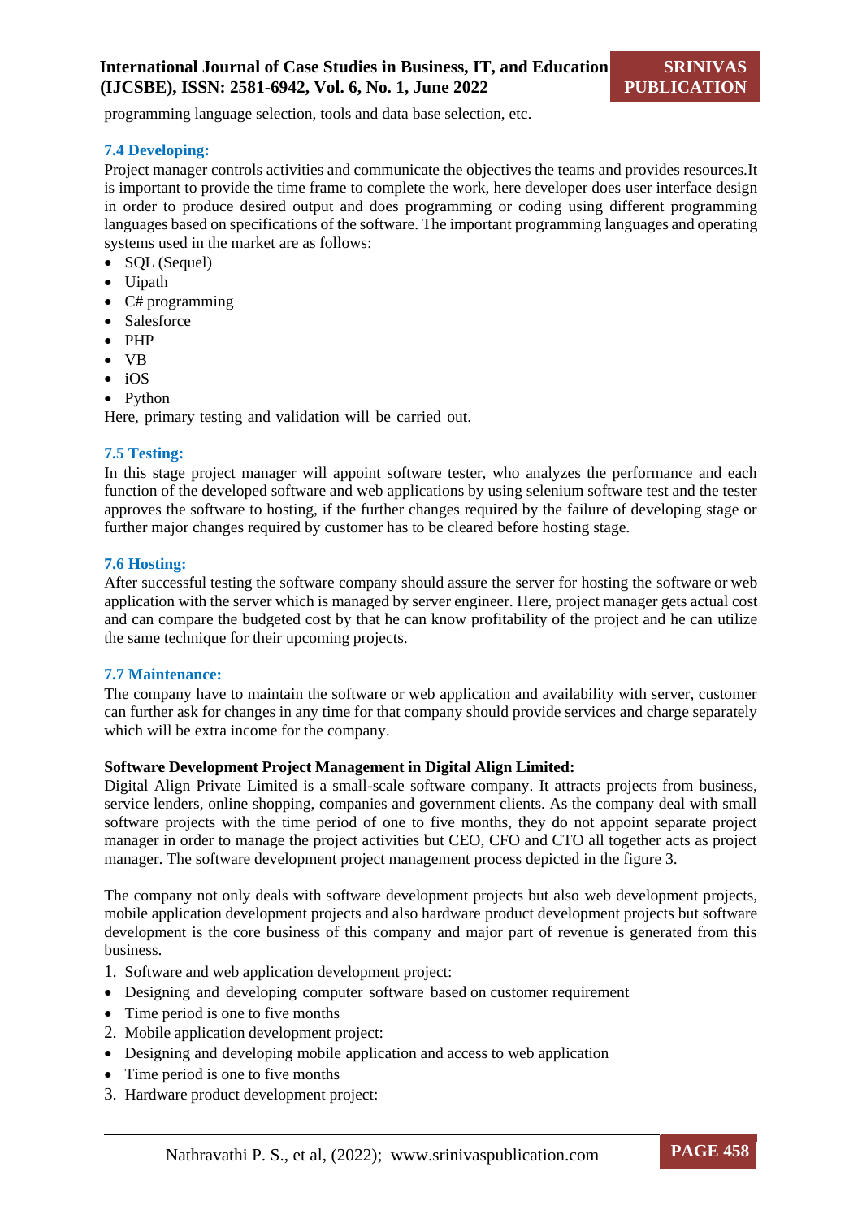programming language selection, tools and data base selection, etc.

### 7.4 Developing:

Project manager controls activities and communicate the objectives the teams and provides resources.It is important to provide the time frame to complete the work, here developer does user interface design in order to produce desired output and does programming or coding using different programming languages based on specifications of the software. The important programming languages and operating systems used in the market are as follows:

- SQL (Sequel)
- Uipath
- C# programming
- Salesforce
- PHP
- VB
- iOS
- Python

Here, primary testing and validation will be carried out.

### 7.5 Testing:

In this stage project manager will appoint software tester, who analyzes the performance and each function of the developed software and web applications by using selenium software test and the tester approves the software to hosting, if the further changes required by the failure of developing stage or further major changes required by customer has to be cleared before hosting stage.

### 7.6 Hosting:

After successful testing the software company should assure the server for hosting the software or web application with the server which is managed by server engineer. Here, project manager gets actual cost and can compare the budgeted cost by that he can know profitability of the project and he can utilize the same technique for their upcoming projects.

### 7.7 Maintenance:

The company have to maintain the software or web application and availability with server, customer can further ask for changes in any time for that company should provide services and charge separately which will be extra income for the company.

**Software Development Project Management in Digital Align Limited:**

Digital Align Private Limited is a small-scale software company. It attracts projects from business, service lenders, online shopping, companies and government clients. As the company deal with small software projects with the time period of one to five months, they do not appoint separate project manager in order to manage the project activities but CEO, CFO and CTO all together acts as project manager. The software development project management process depicted in the figure 3.

The company not only deals with software development projects but also web development projects, mobile application development projects and also hardware product development projects but software development is the core business of this company and major part of revenue is generated from this business.

1. Software and web application development project:
   - Designing and developing computer software based on customer requirement
   - Time period is one to five months
2. Mobile application development project:
   - Designing and developing mobile application and access to web application
   - Time period is one to five months
3. Hardware product development project: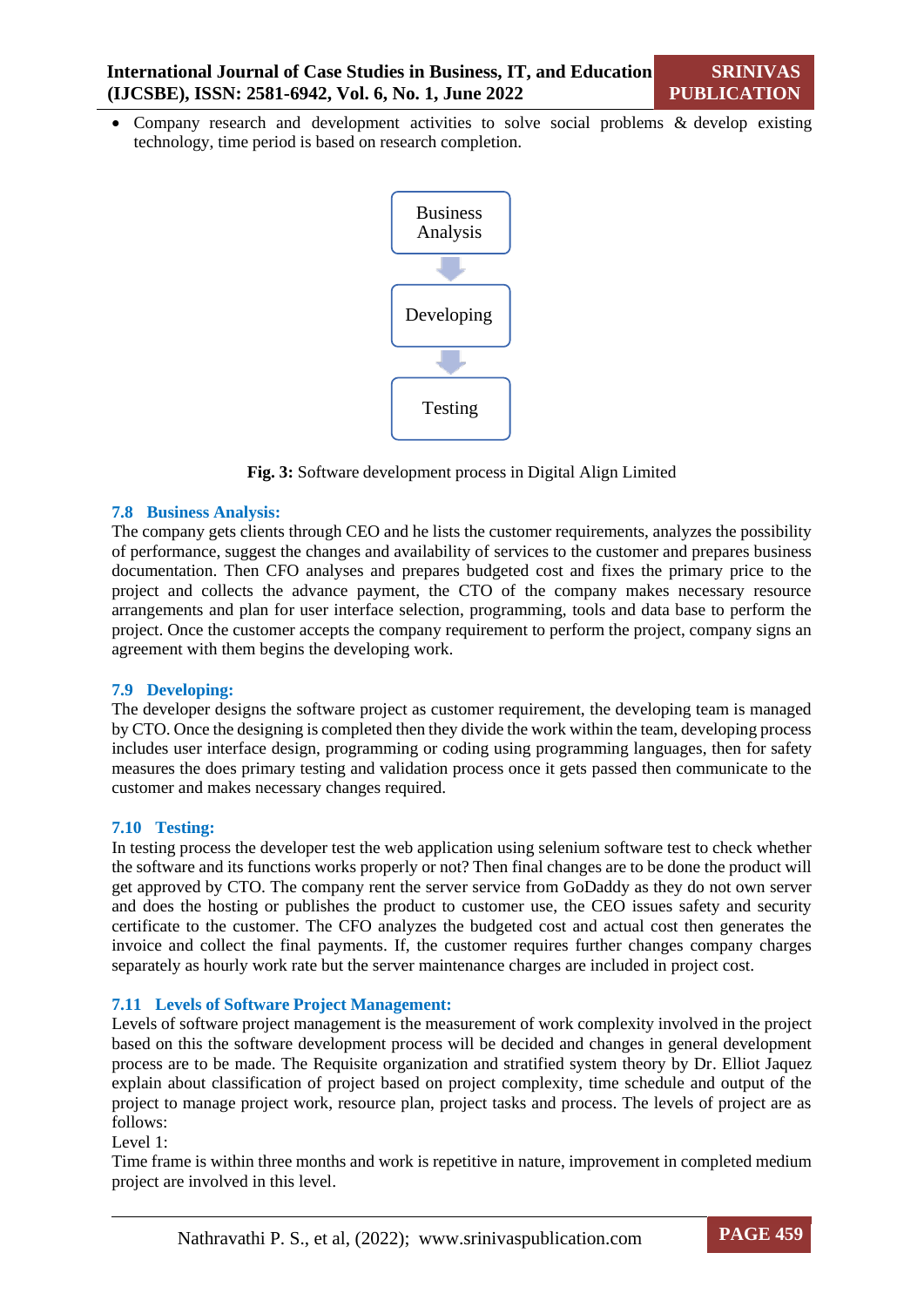- Company research and development activities to solve social problems & develop existing technology, time period is based on research completion.

Business Analysis → Developing → Testing

**Fig. 3:** Software development process in Digital Align Limited

### 7.8 Business Analysis:

The company gets clients through CEO and he lists the customer requirements, analyzes the possibility of performance, suggest the changes and availability of services to the customer and prepares business documentation. Then CFO analyses and prepares budgeted cost and fixes the primary price to the project and collects the advance payment, the CTO of the company makes necessary resource arrangements and plan for user interface selection, programming, tools and data base to perform the project. Once the customer accepts the company requirement to perform the project, company signs an agreement with them begins the developing work.

### 7.9 Developing:

The developer designs the software project as customer requirement, the developing team is managed by CTO. Once the designing is completed then they divide the work within the team, developing process includes user interface design, programming or coding using programming languages, then for safety measures the does primary testing and validation process once it gets passed then communicate to the customer and makes necessary changes required.

### 7.10 Testing:

In testing process the developer test the web application using selenium software test to check whether the software and its functions works properly or not? Then final changes are to be done the product will get approved by CTO. The company rent the server service from GoDaddy as they do not own server and does the hosting or publishes the product to customer use, the CEO issues safety and security certificate to the customer. The CFO analyzes the budgeted cost and actual cost then generates the invoice and collect the final payments. If, the customer requires further changes company charges separately as hourly work rate but the server maintenance charges are included in project cost.

### 7.11 Levels of Software Project Management:

Levels of software project management is the measurement of work complexity involved in the project based on this the software development process will be decided and changes in general development process are to be made. The Requisite organization and stratified system theory by Dr. Elliot Jaquez explain about classification of project based on project complexity, time schedule and output of the project to manage project work, resource plan, project tasks and process. The levels of project are as follows:

Level 1:

Time frame is within three months and work is repetitive in nature, improvement in completed medium project are involved in this level.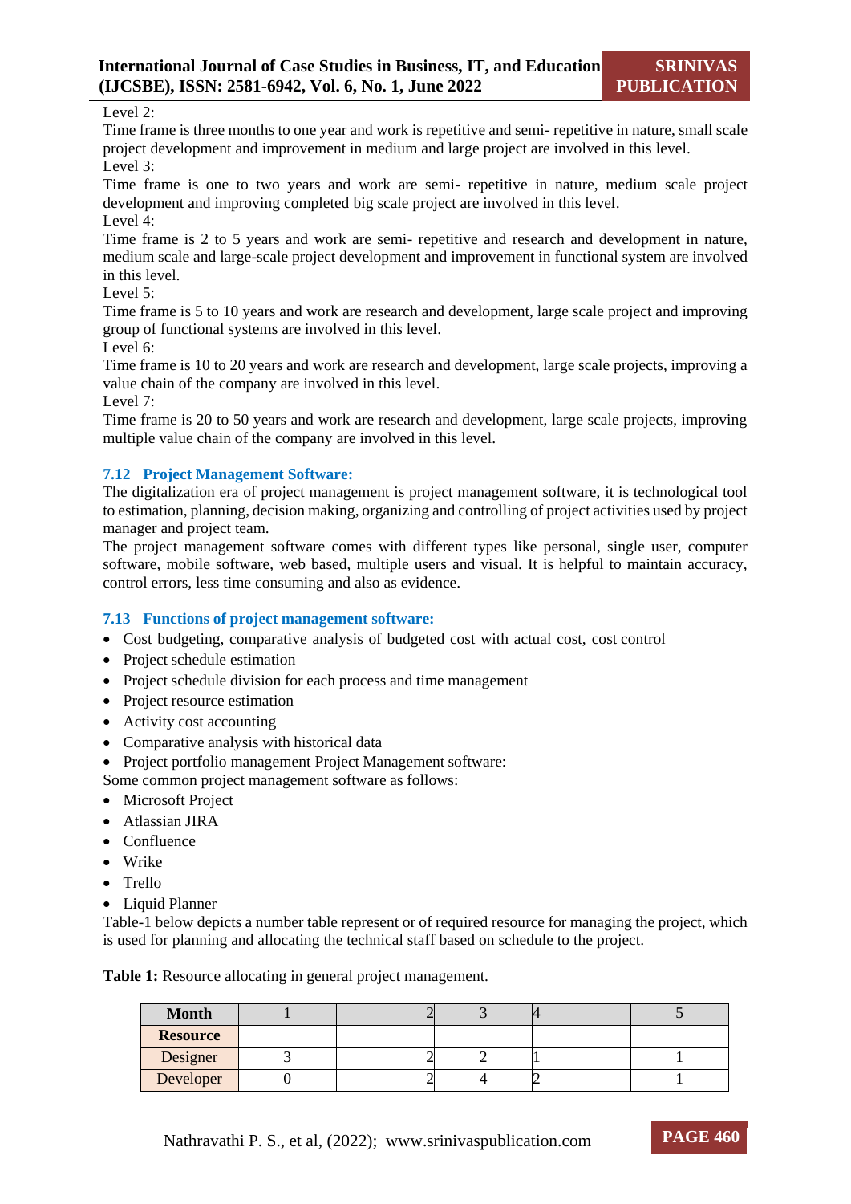Level 2:
Time frame is three months to one year and work is repetitive and semi- repetitive in nature, small scale project development and improvement in medium and large project are involved in this level.
Level 3:
Time frame is one to two years and work are semi- repetitive in nature, medium scale project development and improving completed big scale project are involved in this level.
Level 4:
Time frame is 2 to 5 years and work are semi- repetitive and research and development in nature, medium scale and large-scale project development and improvement in functional system are involved in this level.
Level 5:
Time frame is 5 to 10 years and work are research and development, large scale project and improving group of functional systems are involved in this level.
Level 6:
Time frame is 10 to 20 years and work are research and development, large scale projects, improving a value chain of the company are involved in this level.
Level 7:
Time frame is 20 to 50 years and work are research and development, large scale projects, improving multiple value chain of the company are involved in this level.

### 7.12 Project Management Software:

The digitalization era of project management is project management software, it is technological tool to estimation, planning, decision making, organizing and controlling of project activities used by project manager and project team.
The project management software comes with different types like personal, single user, computer software, mobile software, web based, multiple users and visual. It is helpful to maintain accuracy, control errors, less time consuming and also as evidence.

### 7.13 Functions of project management software:

- Cost budgeting, comparative analysis of budgeted cost with actual cost, cost control
- Project schedule estimation
- Project schedule division for each process and time management
- Project resource estimation
- Activity cost accounting
- Comparative analysis with historical data
- Project portfolio management Project Management software:

Some common project management software as follows:

- Microsoft Project
- Atlassian JIRA
- Confluence
- Wrike
- Trello
- Liquid Planner

Table-1 below depicts a number table represent or of required resource for managing the project, which is used for planning and allocating the technical staff based on schedule to the project.

**Table 1:** Resource allocating in general project management.

| Month | 1 | 2 | 3 | 4 | 5 |
|---|---|---|---|---|---|
| Resource | | | | | |
| Designer | 3 | 2 | 2 | 1 | 1 |
| Developer | 0 | 2 | 4 | 2 | 1 |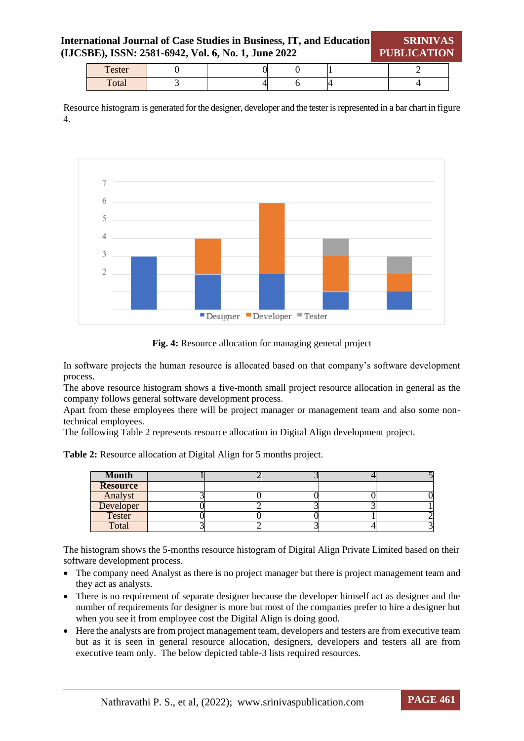| Tester | 0 | 0 | 0 | 1 | 2 |
|---|---|---|---|---|---|
| Total | 3 | 4 | 6 | 4 | 4 |

Resource histogram is generated for the designer, developer and the tester is represented in a bar chart in figure 4.

**Fig. 4:** Resource allocation for managing general project

In software projects the human resource is allocated based on that company's software development process.
The above resource histogram shows a five-month small project resource allocation in general as the company follows general software development process.
Apart from these employees there will be project manager or management team and also some non-technical employees.
The following Table 2 represents resource allocation in Digital Align development project.

**Table 2:** Resource allocation at Digital Align for 5 months project.

| **Month** | 1 | 2 | 3 | 4 | 5 |
|---|---|---|---|---|---|
| **Resource** | | | | | |
| Analyst | 3 | 0 | 0 | 0 | 0 |
| Developer | 0 | 2 | 3 | 3 | 1 |
| Tester | 0 | 0 | 0 | 1 | 2 |
| Total | 3 | 2 | 3 | 4 | 3 |

The histogram shows the 5-months resource histogram of Digital Align Private Limited based on their software development process.

- The company need Analyst as there is no project manager but there is project management team and they act as analysts.
- There is no requirement of separate designer because the developer himself act as designer and the number of requirements for designer is more but most of the companies prefer to hire a designer but when you see it from employee cost the Digital Align is doing good.
- Here the analysts are from project management team, developers and testers are from executive team but as it is seen in general resource allocation, designers, developers and testers all are from executive team only. The below depicted table-3 lists required resources.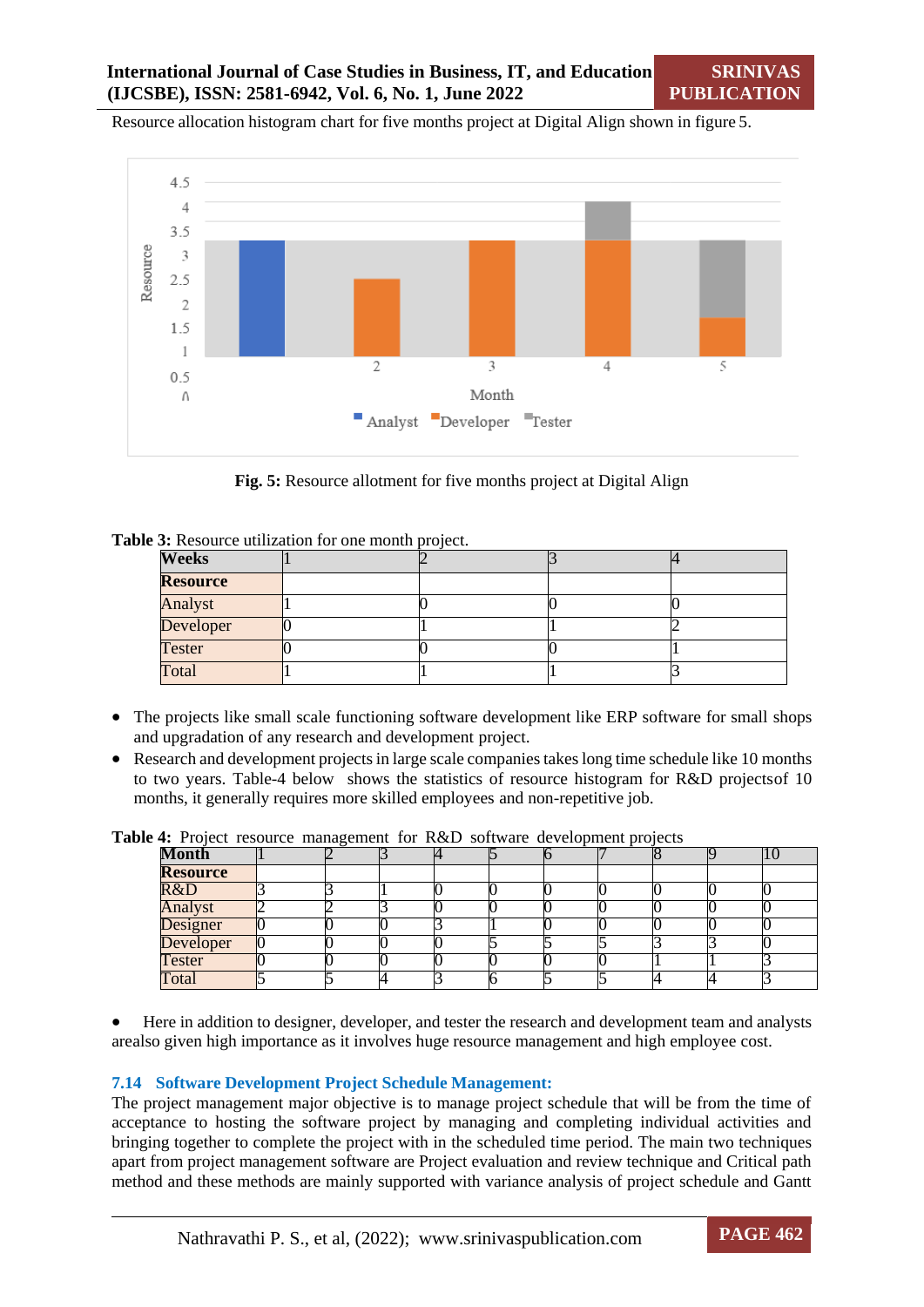Resource allocation histogram chart for five months project at Digital Align shown in figure 5.

**Fig. 5:** Resource allotment for five months project at Digital Align

**Table 3:** Resource utilization for one month project.

| Weeks | 1 | 2 | 3 | 4 |
|---|---|---|---|---|
| Resource | | | | |
| Analyst | 1 | 0 | 0 | 0 |
| Developer | 0 | 1 | 1 | 2 |
| Tester | 0 | 0 | 0 | 1 |
| Total | 1 | 1 | 1 | 3 |

- The projects like small scale functioning software development like ERP software for small shops and upgradation of any research and development project.
- Research and development projects in large scale companies takes long time schedule like 10 months to two years. Table-4 below shows the statistics of resource histogram for R&D projectsof 10 months, it generally requires more skilled employees and non-repetitive job.

**Table 4:** Project resource management for R&D software development projects

| Month | 1 | 2 | 3 | 4 | 5 | 6 | 7 | 8 | 9 | 10 |
|---|---|---|---|---|---|---|---|---|---|---|
| Resource | | | | | | | | | | |
| R&D | 3 | 3 | 1 | 0 | 0 | 0 | 0 | 0 | 0 | 0 |
| Analyst | 2 | 2 | 3 | 0 | 0 | 0 | 0 | 0 | 0 | 0 |
| Designer | 0 | 0 | 0 | 3 | 1 | 0 | 0 | 0 | 0 | 0 |
| Developer | 0 | 0 | 0 | 0 | 5 | 5 | 5 | 3 | 3 | 0 |
| Tester | 0 | 0 | 0 | 0 | 0 | 0 | 0 | 1 | 1 | 3 |
| Total | 5 | 5 | 4 | 3 | 6 | 5 | 5 | 4 | 4 | 3 |

- Here in addition to designer, developer, and tester the research and development team and analysts arealso given high importance as it involves huge resource management and high employee cost.

### 7.14 Software Development Project Schedule Management:

The project management major objective is to manage project schedule that will be from the time of acceptance to hosting the software project by managing and completing individual activities and bringing together to complete the project with in the scheduled time period. The main two techniques apart from project management software are Project evaluation and review technique and Critical path method and these methods are mainly supported with variance analysis of project schedule and Gantt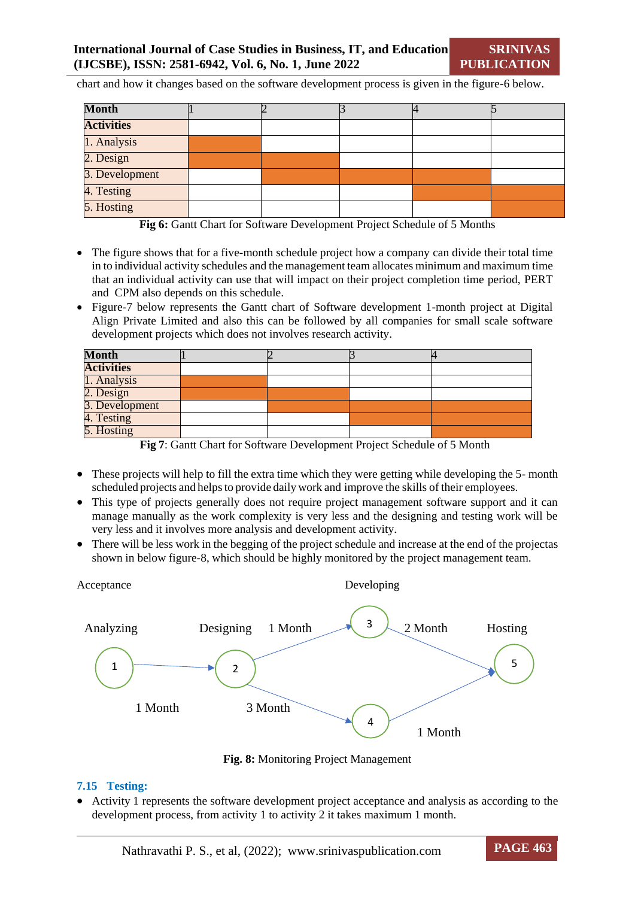chart and how it changes based on the software development process is given in the figure-6 below.

| Month | 1 | 2 | 3 | 4 | 5 |
|---|---|---|---|---|---|
| Activities | | | | | |
| 1. Analysis | ■ | | | | |
| 2. Design | ■ | ■ | | | |
| 3. Development | | ■ | ■ | ■ | |
| 4. Testing | | | | ■ | ■ |
| 5. Hosting | | | | | ■ |

**Fig 6:** Gantt Chart for Software Development Project Schedule of 5 Months

- The figure shows that for a five-month schedule project how a company can divide their total time in to individual activity schedules and the management team allocates minimum and maximum time that an individual activity can use that will impact on their project completion time period, PERT and CPM also depends on this schedule.
- Figure-7 below represents the Gantt chart of Software development 1-month project at Digital Align Private Limited and also this can be followed by all companies for small scale software development projects which does not involves research activity.

| Month | 1 | 2 | 3 | 4 |
|---|---|---|---|---|
| Activities | | | | |
| 1. Analysis | ■ | | | |
| 2. Design | ■ | ■ | | |
| 3. Development | | ■ | ■ | ■ |
| 4. Testing | | | ■ | ■ |
| 5. Hosting | | | | ■ |

**Fig 7**: Gantt Chart for Software Development Project Schedule of 5 Month

- These projects will help to fill the extra time which they were getting while developing the 5- month scheduled projects and helps to provide daily work and improve the skills of their employees.
- This type of projects generally does not require project management software support and it can manage manually as the work complexity is very less and the designing and testing work will be very less and it involves more analysis and development activity.
- There will be less work in the begging of the project schedule and increase at the end of the projectas shown in below figure-8, which should be highly monitored by the project management team.

Acceptance — Developing

Analyzing (1) → Designing (2): 1 Month
(2) → (3): 1 Month
(2) → (4): 3 Month
(3) → Hosting (5): 2 Month
(4) → Hosting (5): 1 Month

**Fig. 8:** Monitoring Project Management

### 7.15 Testing:

- Activity 1 represents the software development project acceptance and analysis as according to the development process, from activity 1 to activity 2 it takes maximum 1 month.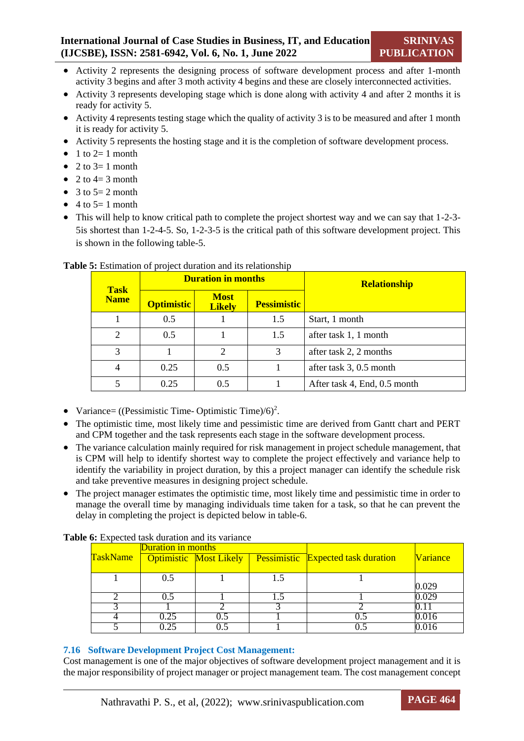- Activity 2 represents the designing process of software development process and after 1-month activity 3 begins and after 3 moth activity 4 begins and these are closely interconnected activities.
- Activity 3 represents developing stage which is done along with activity 4 and after 2 months it is ready for activity 5.
- Activity 4 represents testing stage which the quality of activity 3 is to be measured and after 1 month it is ready for activity 5.
- Activity 5 represents the hosting stage and it is the completion of software development process.
- 1 to 2= 1 month
- 2 to 3= 1 month
- 2 to 4= 3 month
- 3 to 5= 2 month
- 4 to 5= 1 month
- This will help to know critical path to complete the project shortest way and we can say that 1-2-3-5is shortest than 1-2-4-5. So, 1-2-3-5 is the critical path of this software development project. This is shown in the following table-5.

**Table 5:** Estimation of project duration and its relationship

| Task Name | Duration in months | | | Relationship |
|---|---|---|---|---|
| | Optimistic | Most Likely | Pessimistic | |
| 1 | 0.5 | 1 | 1.5 | Start, 1 month |
| 2 | 0.5 | 1 | 1.5 | after task 1, 1 month |
| 3 | 1 | 2 | 3 | after task 2, 2 months |
| 4 | 0.25 | 0.5 | 1 | after task 3, 0.5 month |
| 5 | 0.25 | 0.5 | 1 | After task 4, End, 0.5 month |

- Variance= $((\text{Pessimistic Time- Optimistic Time})/6)^2$.
- The optimistic time, most likely time and pessimistic time are derived from Gantt chart and PERT and CPM together and the task represents each stage in the software development process.
- The variance calculation mainly required for risk management in project schedule management, that is CPM will help to identify shortest way to complete the project effectively and variance help to identify the variability in project duration, by this a project manager can identify the schedule risk and take preventive measures in designing project schedule.
- The project manager estimates the optimistic time, most likely time and pessimistic time in order to manage the overall time by managing individuals time taken for a task, so that he can prevent the delay in completing the project is depicted below in table-6.

**Table 6:** Expected task duration and its variance

| TaskName | Duration in months | | | Expected task duration | Variance |
|---|---|---|---|---|---|
| | Optimistic | Most Likely | Pessimistic | | |
| 1 | 0.5 | 1 | 1.5 | 1 | 0.029 |
| 2 | 0.5 | 1 | 1.5 | 1 | 0.029 |
| 3 | 1 | 2 | 3 | 2 | 0.11 |
| 4 | 0.25 | 0.5 | 1 | 0.5 | 0.016 |
| 5 | 0.25 | 0.5 | 1 | 0.5 | 0.016 |

### 7.16 Software Development Project Cost Management:

Cost management is one of the major objectives of software development project management and it is the major responsibility of project manager or project management team. The cost management concept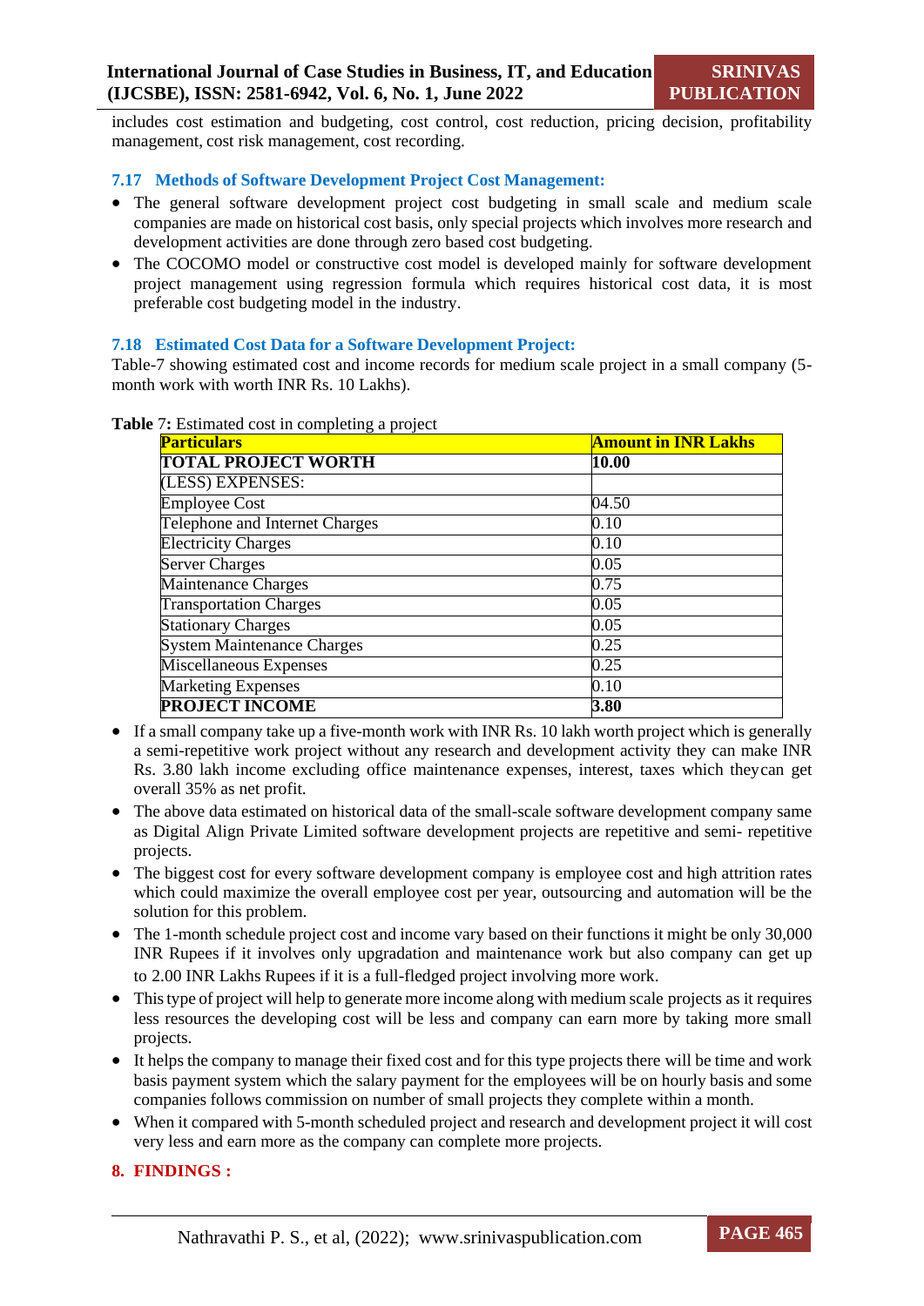includes cost estimation and budgeting, cost control, cost reduction, pricing decision, profitability management, cost risk management, cost recording.

### 7.17 Methods of Software Development Project Cost Management:

- The general software development project cost budgeting in small scale and medium scale companies are made on historical cost basis, only special projects which involves more research and development activities are done through zero based cost budgeting.
- The COCOMO model or constructive cost model is developed mainly for software development project management using regression formula which requires historical cost data, it is most preferable cost budgeting model in the industry.

### 7.18 Estimated Cost Data for a Software Development Project:

Table-7 showing estimated cost and income records for medium scale project in a small company (5-month work with worth INR Rs. 10 Lakhs).

**Table 7:** Estimated cost in completing a project

| Particulars | Amount in INR Lakhs |
|---|---|
| **TOTAL PROJECT WORTH** | **10.00** |
| (LESS) EXPENSES: | |
| Employee Cost | 04.50 |
| Telephone and Internet Charges | 0.10 |
| Electricity Charges | 0.10 |
| Server Charges | 0.05 |
| Maintenance Charges | 0.75 |
| Transportation Charges | 0.05 |
| Stationary Charges | 0.05 |
| System Maintenance Charges | 0.25 |
| Miscellaneous Expenses | 0.25 |
| Marketing Expenses | 0.10 |
| **PROJECT INCOME** | **3.80** |

- If a small company take up a five-month work with INR Rs. 10 lakh worth project which is generally a semi-repetitive work project without any research and development activity they can make INR Rs. 3.80 lakh income excluding office maintenance expenses, interest, taxes which theycan get overall 35% as net profit.
- The above data estimated on historical data of the small-scale software development company same as Digital Align Private Limited software development projects are repetitive and semi- repetitive projects.
- The biggest cost for every software development company is employee cost and high attrition rates which could maximize the overall employee cost per year, outsourcing and automation will be the solution for this problem.
- The 1-month schedule project cost and income vary based on their functions it might be only 30,000 INR Rupees if it involves only upgradation and maintenance work but also company can get up to 2.00 INR Lakhs Rupees if it is a full-fledged project involving more work.
- This type of project will help to generate more income along with medium scale projects as it requires less resources the developing cost will be less and company can earn more by taking more small projects.
- It helps the company to manage their fixed cost and for this type projects there will be time and work basis payment system which the salary payment for the employees will be on hourly basis and some companies follows commission on number of small projects they complete within a month.
- When it compared with 5-month scheduled project and research and development project it will cost very less and earn more as the company can complete more projects.

## 8. FINDINGS :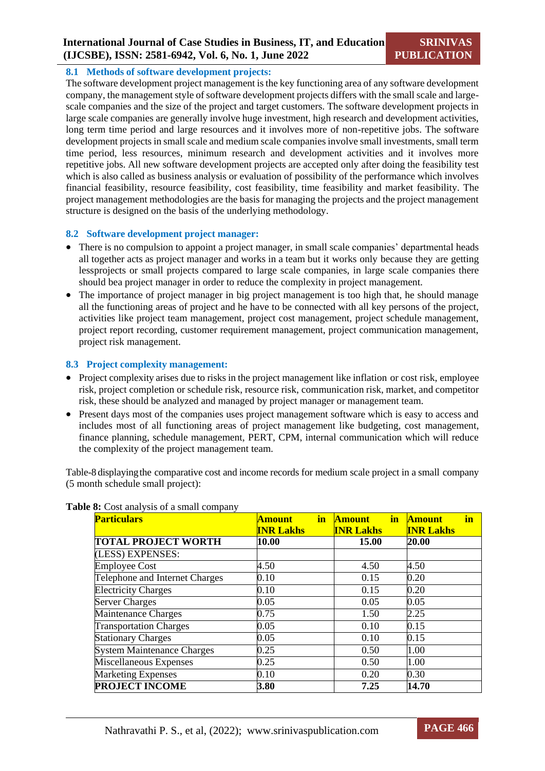### 8.1 Methods of software development projects:

The software development project management is the key functioning area of any software development company, the management style of software development projects differs with the small scale and large-scale companies and the size of the project and target customers. The software development projects in large scale companies are generally involve huge investment, high research and development activities, long term time period and large resources and it involves more of non-repetitive jobs. The software development projects in small scale and medium scale companies involve small investments, small term time period, less resources, minimum research and development activities and it involves more repetitive jobs. All new software development projects are accepted only after doing the feasibility test which is also called as business analysis or evaluation of possibility of the performance which involves financial feasibility, resource feasibility, cost feasibility, time feasibility and market feasibility. The project management methodologies are the basis for managing the projects and the project management structure is designed on the basis of the underlying methodology.

### 8.2 Software development project manager:

- There is no compulsion to appoint a project manager, in small scale companies' departmental heads all together acts as project manager and works in a team but it works only because they are getting lessprojects or small projects compared to large scale companies, in large scale companies there should bea project manager in order to reduce the complexity in project management.
- The importance of project manager in big project management is too high that, he should manage all the functioning areas of project and he have to be connected with all key persons of the project, activities like project team management, project cost management, project schedule management, project report recording, customer requirement management, project communication management, project risk management.

### 8.3 Project complexity management:

- Project complexity arises due to risks in the project management like inflation or cost risk, employee risk, project completion or schedule risk, resource risk, communication risk, market, and competitor risk, these should be analyzed and managed by project manager or management team.
- Present days most of the companies uses project management software which is easy to access and includes most of all functioning areas of project management like budgeting, cost management, finance planning, schedule management, PERT, CPM, internal communication which will reduce the complexity of the project management team.

Table-8 displaying the comparative cost and income records for medium scale project in a small company (5 month schedule small project):

**Table 8:** Cost analysis of a small company

| **Particulars** | **Amount in INR Lakhs** | **Amount in INR Lakhs** | **Amount in INR Lakhs** |
|---|---|---|---|
| **TOTAL PROJECT WORTH** | **10.00** | **15.00** | **20.00** |
| (LESS) EXPENSES: | | | |
| Employee Cost | 4.50 | 4.50 | 4.50 |
| Telephone and Internet Charges | 0.10 | 0.15 | 0.20 |
| Electricity Charges | 0.10 | 0.15 | 0.20 |
| Server Charges | 0.05 | 0.05 | 0.05 |
| Maintenance Charges | 0.75 | 1.50 | 2.25 |
| Transportation Charges | 0.05 | 0.10 | 0.15 |
| Stationary Charges | 0.05 | 0.10 | 0.15 |
| System Maintenance Charges | 0.25 | 0.50 | 1.00 |
| Miscellaneous Expenses | 0.25 | 0.50 | 1.00 |
| Marketing Expenses | 0.10 | 0.20 | 0.30 |
| **PROJECT INCOME** | **3.80** | **7.25** | **14.70** |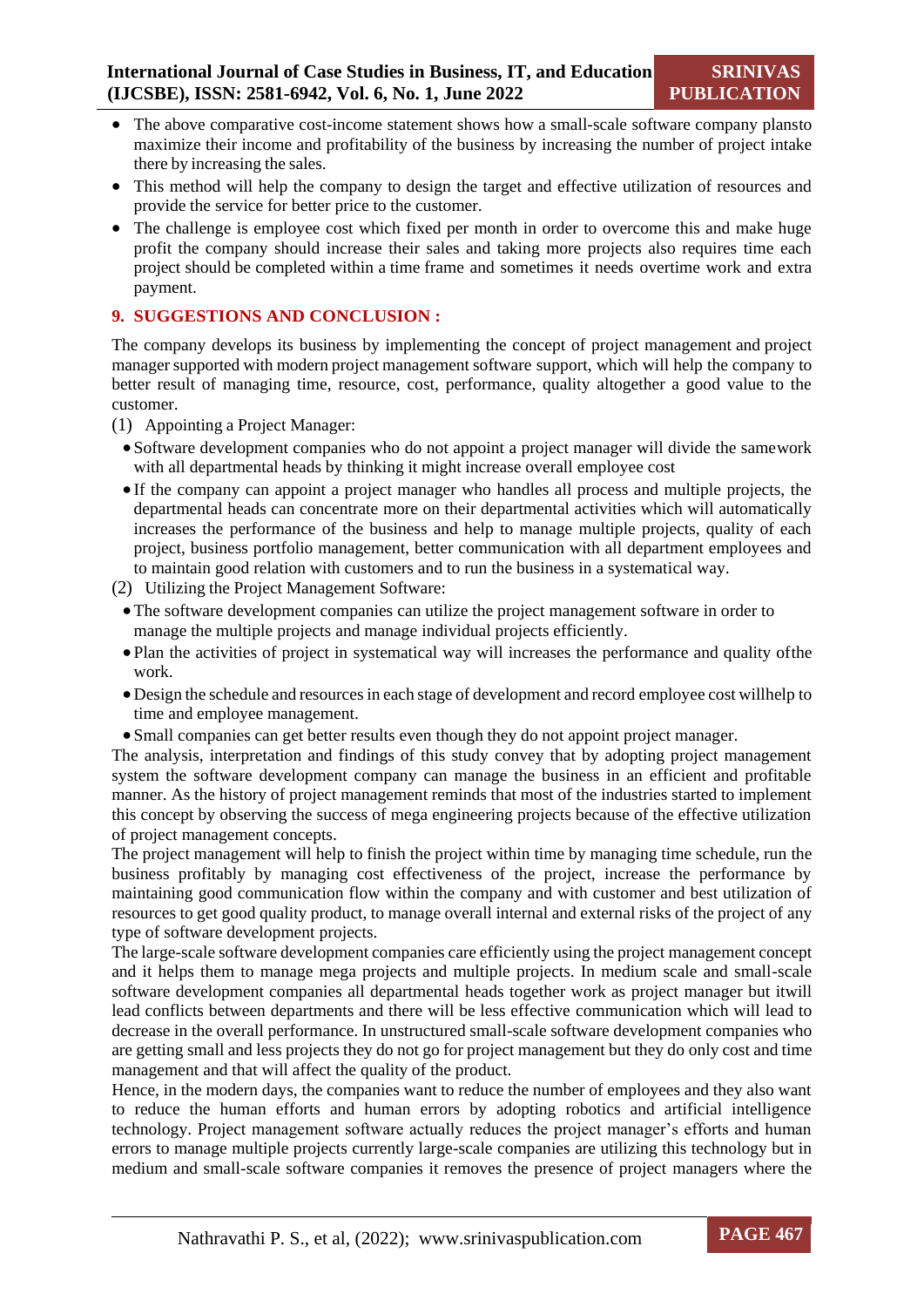- The above comparative cost-income statement shows how a small-scale software company plansto maximize their income and profitability of the business by increasing the number of project intake there by increasing the sales.
- This method will help the company to design the target and effective utilization of resources and provide the service for better price to the customer.
- The challenge is employee cost which fixed per month in order to overcome this and make huge profit the company should increase their sales and taking more projects also requires time each project should be completed within a time frame and sometimes it needs overtime work and extra payment.

## 9. SUGGESTIONS AND CONCLUSION :

The company develops its business by implementing the concept of project management and project manager supported with modern project management software support, which will help the company to better result of managing time, resource, cost, performance, quality altogether a good value to the customer.

(1) Appointing a Project Manager:

- Software development companies who do not appoint a project manager will divide the samework with all department heads by thinking it might increase overall employee cost
- If the company can appoint a project manager who handles all process and multiple projects, the departmental heads can concentrate more on their departmental activities which will automatically increases the performance of the business and help to manage multiple projects, quality of each project, business portfolio management, better communication with all department employees and to maintain good relation with customers and to run the business in a systematical way.

(2) Utilizing the Project Management Software:

- The software development companies can utilize the project management software in order to manage the multiple projects and manage individual projects efficiently.
- Plan the activities of project in systematical way will increases the performance and quality ofthe work.
- Design the schedule and resources in each stage of development and record employee cost willhelp to time and employee management.
- Small companies can get better results even though they do not appoint project manager.

The analysis, interpretation and findings of this study convey that by adopting project management system the software development company can manage the business in an efficient and profitable manner. As the history of project management reminds that most of the industries started to implement this concept by observing the success of mega engineering projects because of the effective utilization of project management concepts.

The project management will help to finish the project within time by managing time schedule, run the business profitably by managing cost effectiveness of the project, increase the performance by maintaining good communication flow within the company and with customer and best utilization of resources to get good quality product, to manage overall internal and external risks of the project of any type of software development projects.

The large-scale software development companies care efficiently using the project management concept and it helps them to manage mega projects and multiple projects. In medium scale and small-scale software development companies all departmental heads together work as project manager but itwill lead conflicts between departments and there will be less effective communication which will lead to decrease in the overall performance. In unstructured small-scale software development companies who are getting small and less projects they do not go for project management but they do only cost and time management and that will affect the quality of the product.

Hence, in the modern days, the companies want to reduce the number of employees and they also want to reduce the human efforts and human errors by adopting robotics and artificial intelligence technology. Project management software actually reduces the project manager's efforts and human errors to manage multiple projects currently large-scale companies are utilizing this technology but in medium and small-scale software companies it removes the presence of project managers where the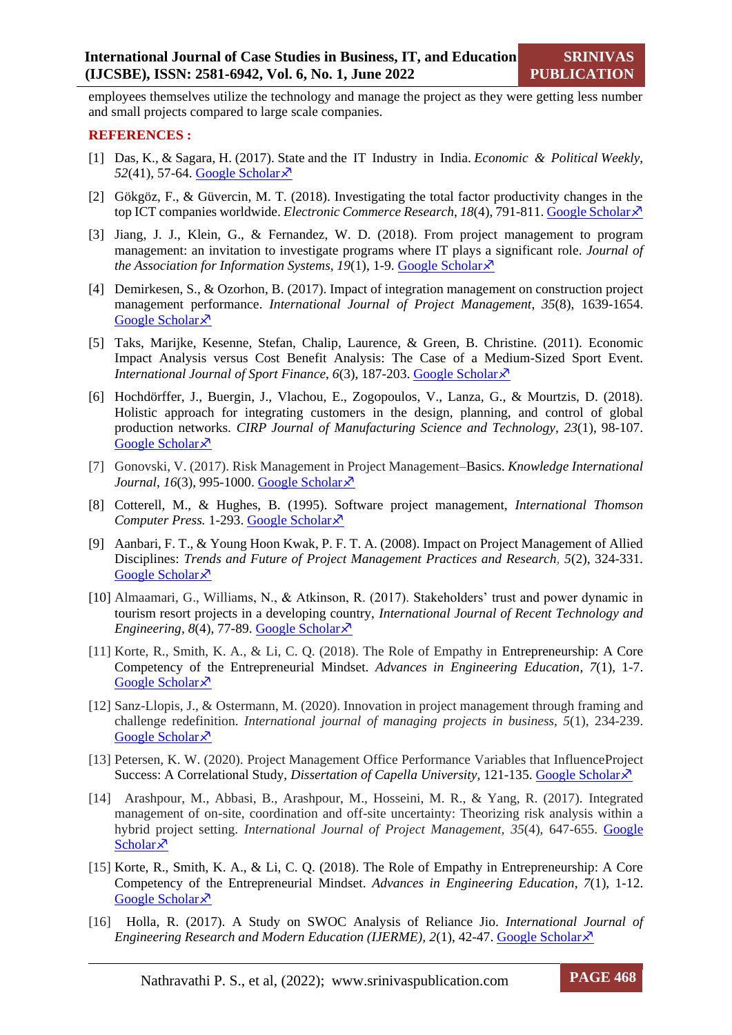employees themselves utilize the technology and manage the project as they were getting less number and small projects compared to large scale companies.

## REFERENCES :

[1] Das, K., & Sagara, H. (2017). State and the IT Industry in India. *Economic & Political Weekly*, *52*(41), 57-64. Google Scholar

[2] Gökgöz, F., & Güvercin, M. T. (2018). Investigating the total factor productivity changes in the top ICT companies worldwide. *Electronic Commerce Research*, *18*(4), 791-811. Google Scholar

[3] Jiang, J. J., Klein, G., & Fernandez, W. D. (2018). From project management to program management: an invitation to investigate programs where IT plays a significant role. *Journal of the Association for Information Systems*, *19*(1), 1-9. Google Scholar

[4] Demirkesen, S., & Ozorhon, B. (2017). Impact of integration management on construction project management performance. *International Journal of Project Management*, *35*(8), 1639-1654. Google Scholar

[5] Taks, Marijke, Kesenne, Stefan, Chalip, Laurence, & Green, B. Christine. (2011). Economic Impact Analysis versus Cost Benefit Analysis: The Case of a Medium-Sized Sport Event. *International Journal of Sport Finance*, *6*(3), 187-203. Google Scholar

[6] Hochdörffer, J., Buergin, J., Vlachou, E., Zogopoulos, V., Lanza, G., & Mourtzis, D. (2018). Holistic approach for integrating customers in the design, planning, and control of global production networks. *CIRP Journal of Manufacturing Science and Technology*, *23*(1), 98-107. Google Scholar

[7] Gonovski, V. (2017). Risk Management in Project Management–Basics. *Knowledge International Journal*, *16*(3), 995-1000. Google Scholar

[8] Cotterell, M., & Hughes, B. (1995). Software project management, *International Thomson Computer Press.* 1-293. Google Scholar

[9] Aanbari, F. T., & Young Hoon Kwak, P. F. T. A. (2008). Impact on Project Management of Allied Disciplines: *Trends and Future of Project Management Practices and Research*, *5*(2), 324-331. Google Scholar

[10] Almaamari, G., Williams, N., & Atkinson, R. (2017). Stakeholders' trust and power dynamic in tourism resort projects in a developing country, *International Journal of Recent Technology and Engineering*, *8*(4), 77-89. Google Scholar

[11] Korte, R., Smith, K. A., & Li, C. Q. (2018). The Role of Empathy in Entrepreneurship: A Core Competency of the Entrepreneurial Mindset. *Advances in Engineering Education*, *7*(1), 1-7. Google Scholar

[12] Sanz-Llopis, J., & Ostermann, M. (2020). Innovation in project management through framing and challenge redefinition. *International journal of managing projects in business*, *5*(1), 234-239. Google Scholar

[13] Petersen, K. W. (2020). Project Management Office Performance Variables that InfluenceProject Success: A Correlational Study, *Dissertation of Capella University,* 121-135. Google Scholar

[14] Arashpour, M., Abbasi, B., Arashpour, M., Hosseini, M. R., & Yang, R. (2017). Integrated management of on-site, coordination and off-site uncertainty: Theorizing risk analysis within a hybrid project setting. *International Journal of Project Management*, *35*(4), 647-655. Google Scholar

[15] Korte, R., Smith, K. A., & Li, C. Q. (2018). The Role of Empathy in Entrepreneurship: A Core Competency of the Entrepreneurial Mindset. *Advances in Engineering Education*, *7*(1), 1-12. Google Scholar

[16] Holla, R. (2017). A Study on SWOC Analysis of Reliance Jio. *International Journal of Engineering Research and Modern Education (IJERME)*, *2*(1), 42-47. Google Scholar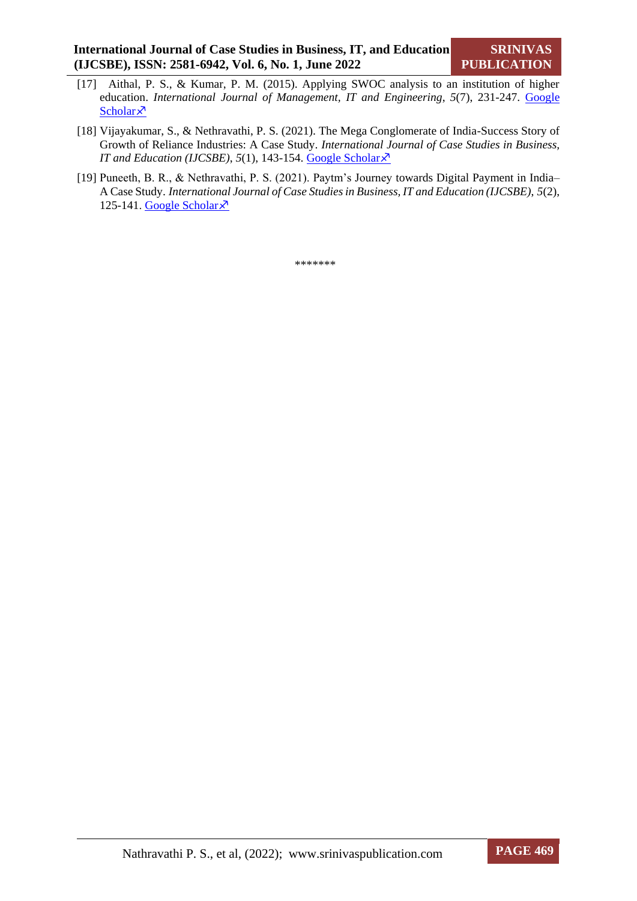[17] Aithal, P. S., & Kumar, P. M. (2015). Applying SWOC analysis to an institution of higher education. *International Journal of Management, IT and Engineering*, *5*(7), 231-247. Google Scholar↗

[18] Vijayakumar, S., & Nethravathi, P. S. (2021). The Mega Conglomerate of India-Success Story of Growth of Reliance Industries: A Case Study. *International Journal of Case Studies in Business, IT and Education (IJCSBE)*, *5*(1), 143-154. Google Scholar↗

[19] Puneeth, B. R., & Nethravathi, P. S. (2021). Paytm's Journey towards Digital Payment in India– A Case Study. *International Journal of Case Studies in Business, IT and Education (IJCSBE)*, *5*(2), 125-141. Google Scholar↗

*******